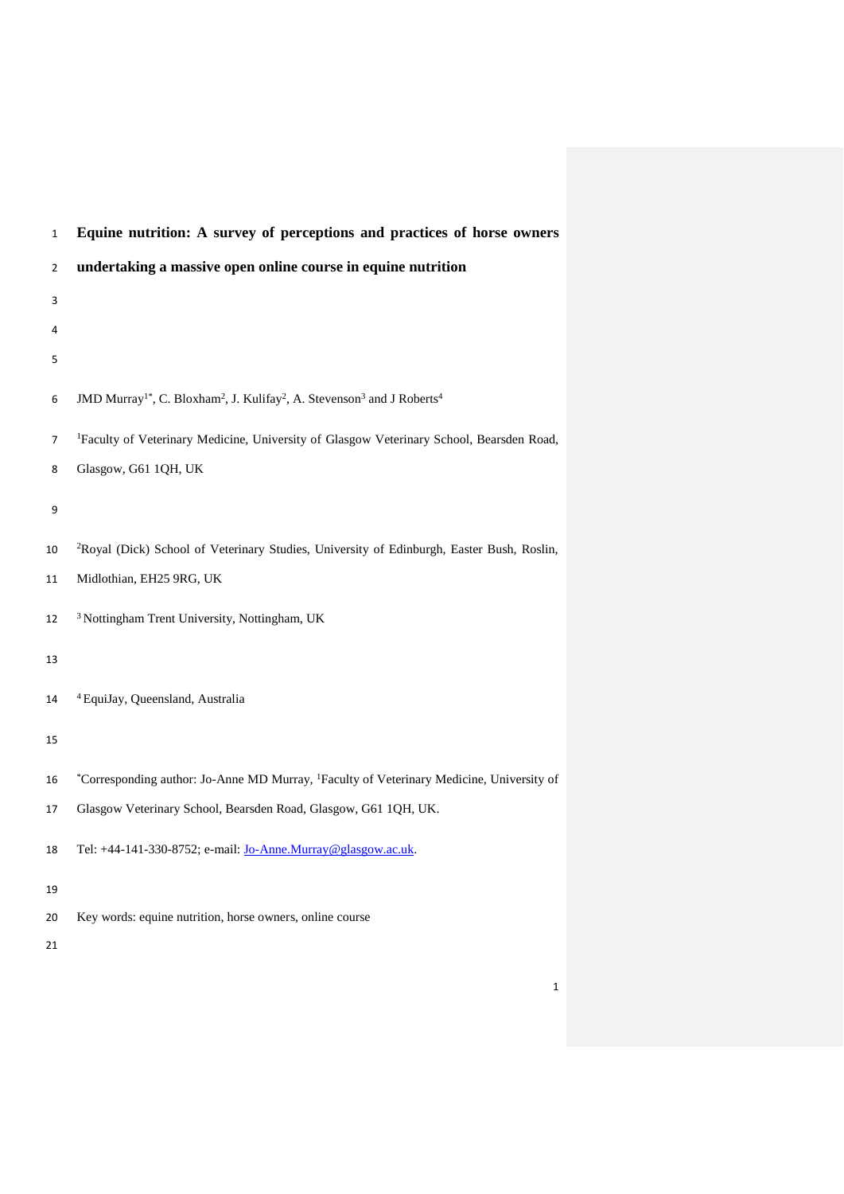# Equine nutrition: A survey of perceptions and practices of horse owners undertaking a massive open online course in equine nutrition

JMD Murray[1*], C. Bloxham[2], J. Kulifay[2], A. Stevenson[3] and J Roberts[4]

[1]Faculty of Veterinary Medicine, University of Glasgow Veterinary School, Bearsden Road, Glasgow, G61 1QH, UK

[2]Royal (Dick) School of Veterinary Studies, University of Edinburgh, Easter Bush, Roslin, Midlothian, EH25 9RG, UK

[3] Nottingham Trent University, Nottingham, UK

[4] EquiJay, Queensland, Australia

[*]Corresponding author: Jo-Anne MD Murray, [1]Faculty of Veterinary Medicine, University of Glasgow Veterinary School, Bearsden Road, Glasgow, G61 1QH, UK.

Tel: +44-141-330-8752; e-mail: Jo-Anne.Murray@glasgow.ac.uk.

Key words: equine nutrition, horse owners, online course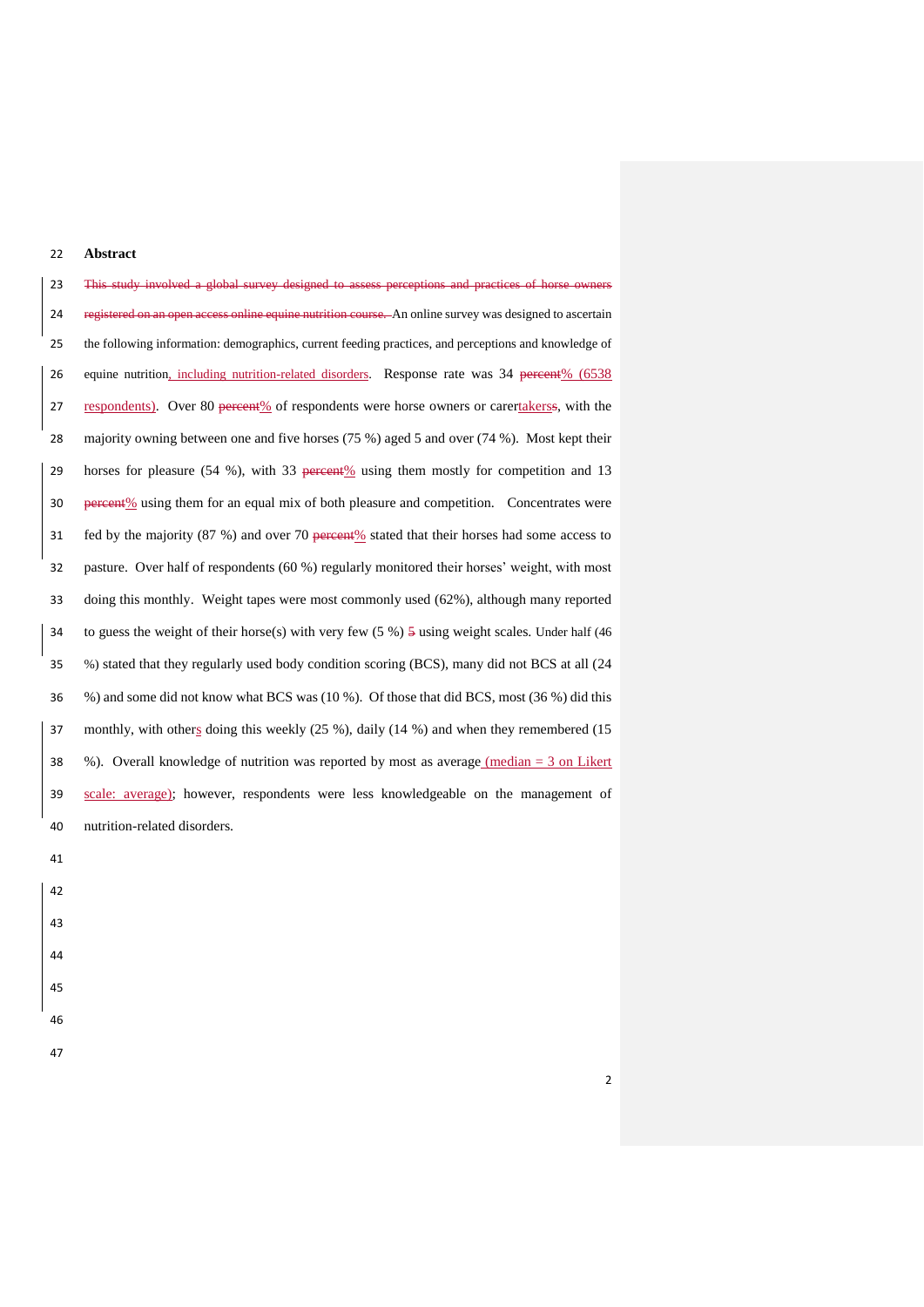**Abstract**

~~This study involved a global survey designed to assess perceptions and practices of horse owners registered on an open access online equine nutrition course.~~ An online survey was designed to ascertain the following information: demographics, current feeding practices, and perceptions and knowledge of equine nutrition, including nutrition-related disorders. Response rate was 34 ~~percent~~% (6538 respondents). Over 80 ~~percent~~% of respondents were horse owners or carertakerss, with the majority owning between one and five horses (75 %) aged 5 and over (74 %). Most kept their horses for pleasure (54 %), with 33 ~~percent~~% using them mostly for competition and 13 ~~percent~~% using them for an equal mix of both pleasure and competition. Concentrates were fed by the majority (87 %) and over 70 ~~percent~~% stated that their horses had some access to pasture. Over half of respondents (60 %) regularly monitored their horses' weight, with most doing this monthly. Weight tapes were most commonly used (62%), although many reported to guess the weight of their horse(s) with very few (5 %) ~~5~~ using weight scales. Under half (46 %) stated that they regularly used body condition scoring (BCS), many did not BCS at all (24 %) and some did not know what BCS was (10 %). Of those that did BCS, most (36 %) did this monthly, with others doing this weekly (25 %), daily (14 %) and when they remembered (15 %). Overall knowledge of nutrition was reported by most as average (median = 3 on Likert scale: average); however, respondents were less knowledgeable on the management of nutrition-related disorders.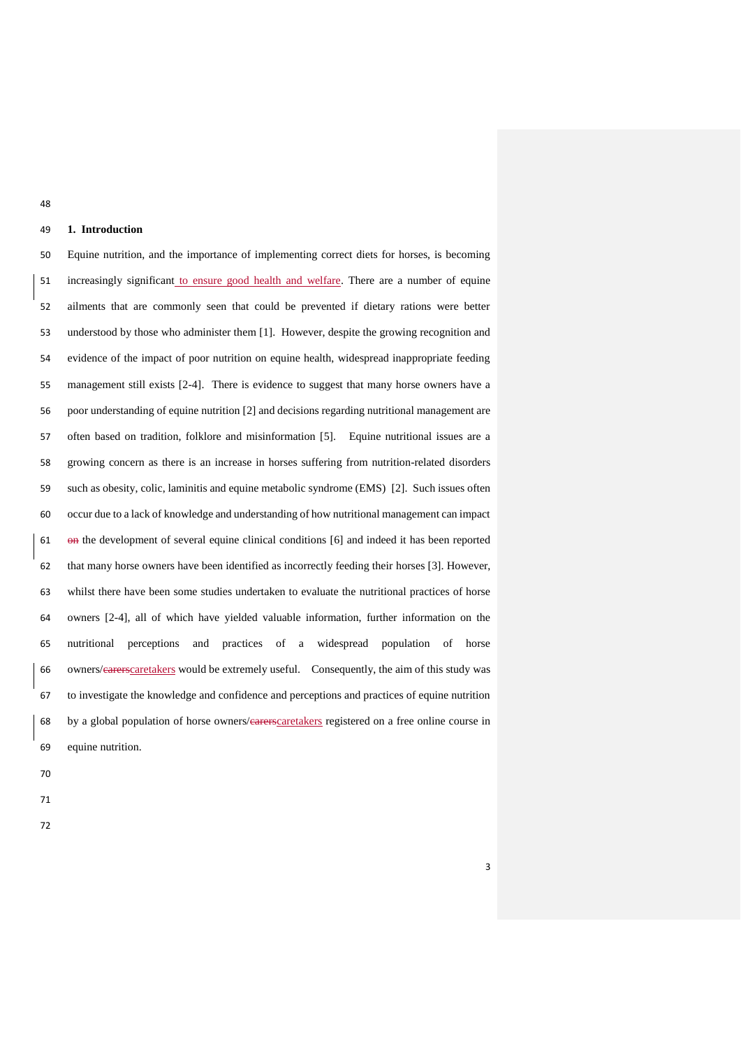## 1. Introduction

Equine nutrition, and the importance of implementing correct diets for horses, is becoming increasingly significant to ensure good health and welfare. There are a number of equine ailments that are commonly seen that could be prevented if dietary rations were better understood by those who administer them [1]. However, despite the growing recognition and evidence of the impact of poor nutrition on equine health, widespread inappropriate feeding management still exists [2-4]. There is evidence to suggest that many horse owners have a poor understanding of equine nutrition [2] and decisions regarding nutritional management are often based on tradition, folklore and misinformation [5]. Equine nutritional issues are a growing concern as there is an increase in horses suffering from nutrition-related disorders such as obesity, colic, laminitis and equine metabolic syndrome (EMS) [2]. Such issues often occur due to a lack of knowledge and understanding of how nutritional management can impact the development of several equine clinical conditions [6] and indeed it has been reported that many horse owners have been identified as incorrectly feeding their horses [3]. However, whilst there have been some studies undertaken to evaluate the nutritional practices of horse owners [2-4], all of which have yielded valuable information, further information on the nutritional perceptions and practices of a widespread population of horse owners/caretakers would be extremely useful. Consequently, the aim of this study was to investigate the knowledge and confidence and perceptions and practices of equine nutrition by a global population of horse owners/caretakers registered on a free online course in equine nutrition.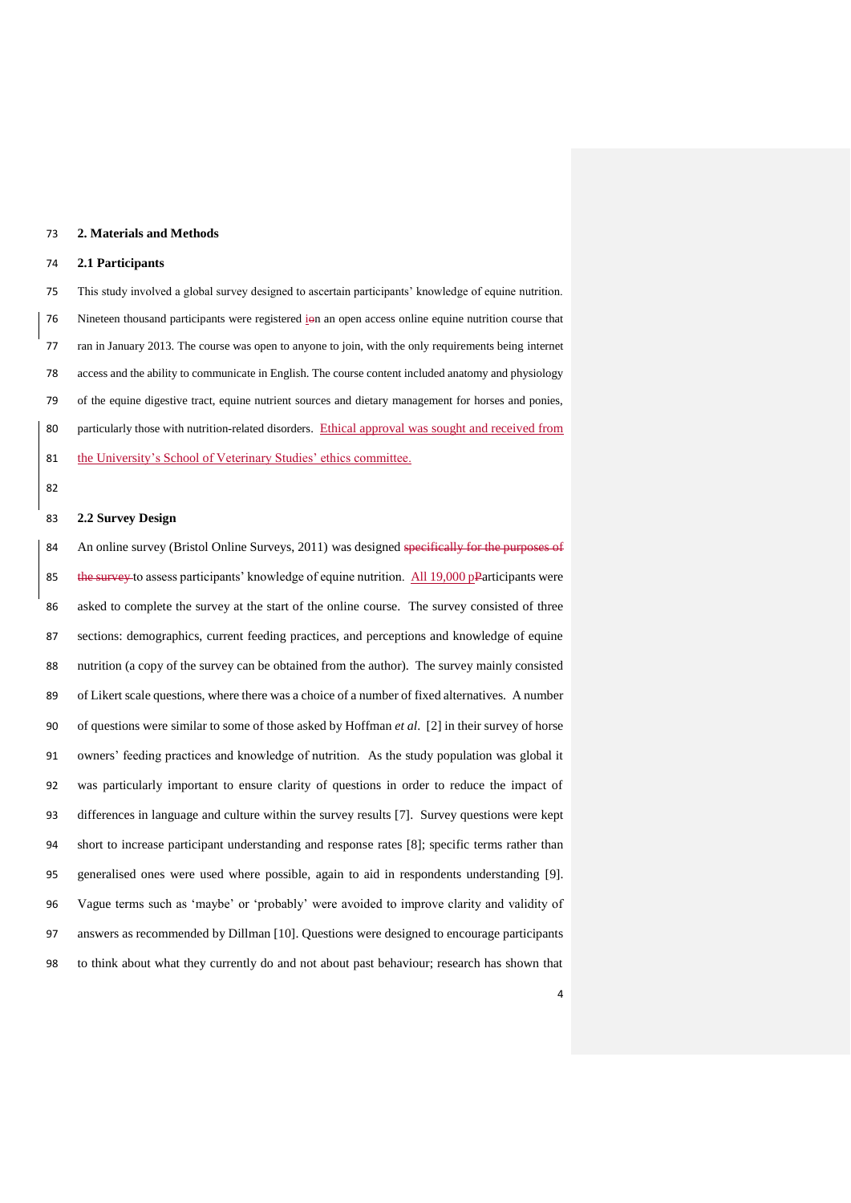## 2. Materials and Methods

### 2.1 Participants

This study involved a global survey designed to ascertain participants' knowledge of equine nutrition. Nineteen thousand participants were registered in an open access online equine nutrition course that ran in January 2013. The course was open to anyone to join, with the only requirements being internet access and the ability to communicate in English. The course content included anatomy and physiology of the equine digestive tract, equine nutrient sources and dietary management for horses and ponies, particularly those with nutrition-related disorders. Ethical approval was sought and received from the University's School of Veterinary Studies' ethics committee.

### 2.2 Survey Design

An online survey (Bristol Online Surveys, 2011) was designed to assess participants' knowledge of equine nutrition. All 19,000 participants were asked to complete the survey at the start of the online course. The survey consisted of three sections: demographics, current feeding practices, and perceptions and knowledge of equine nutrition (a copy of the survey can be obtained from the author). The survey mainly consisted of Likert scale questions, where there was a choice of a number of fixed alternatives. A number of questions were similar to some of those asked by Hoffman *et al*. [2] in their survey of horse owners' feeding practices and knowledge of nutrition. As the study population was global it was particularly important to ensure clarity of questions in order to reduce the impact of differences in language and culture within the survey results [7]. Survey questions were kept short to increase participant understanding and response rates [8]; specific terms rather than generalised ones were used where possible, again to aid in respondents understanding [9]. Vague terms such as 'maybe' or 'probably' were avoided to improve clarity and validity of answers as recommended by Dillman [10]. Questions were designed to encourage participants to think about what they currently do and not about past behaviour; research has shown that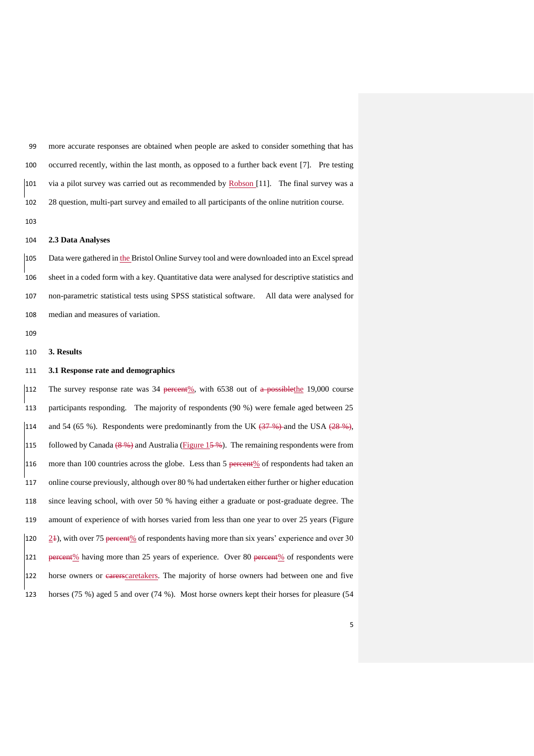more accurate responses are obtained when people are asked to consider something that has occurred recently, within the last month, as opposed to a further back event [7]. Pre testing via a pilot survey was carried out as recommended by Robson [11]. The final survey was a 28 question, multi-part survey and emailed to all participants of the online nutrition course.

### 2.3 Data Analyses

Data were gathered in the Bristol Online Survey tool and were downloaded into an Excel spread sheet in a coded form with a key. Quantitative data were analysed for descriptive statistics and non-parametric statistical tests using SPSS statistical software. All data were analysed for median and measures of variation.

## 3. Results

### 3.1 Response rate and demographics

The survey response rate was 34 %, with 6538 out of the 19,000 course participants responding. The majority of respondents (90 %) were female aged between 25 and 54 (65 %). Respondents were predominantly from the UK and the USA, followed by Canada and Australia (Figure 1). The remaining respondents were from more than 100 countries across the globe. Less than 5 % of respondents had taken an online course previously, although over 80 % had undertaken either further or higher education since leaving school, with over 50 % having either a graduate or post-graduate degree. The amount of experience of with horses varied from less than one year to over 25 years (Figure 2), with over 75 % of respondents having more than six years' experience and over 30 % having more than 25 years of experience. Over 80 % of respondents were horse owners or caretakers. The majority of horse owners had between one and five horses (75 %) aged 5 and over (74 %). Most horse owners kept their horses for pleasure (54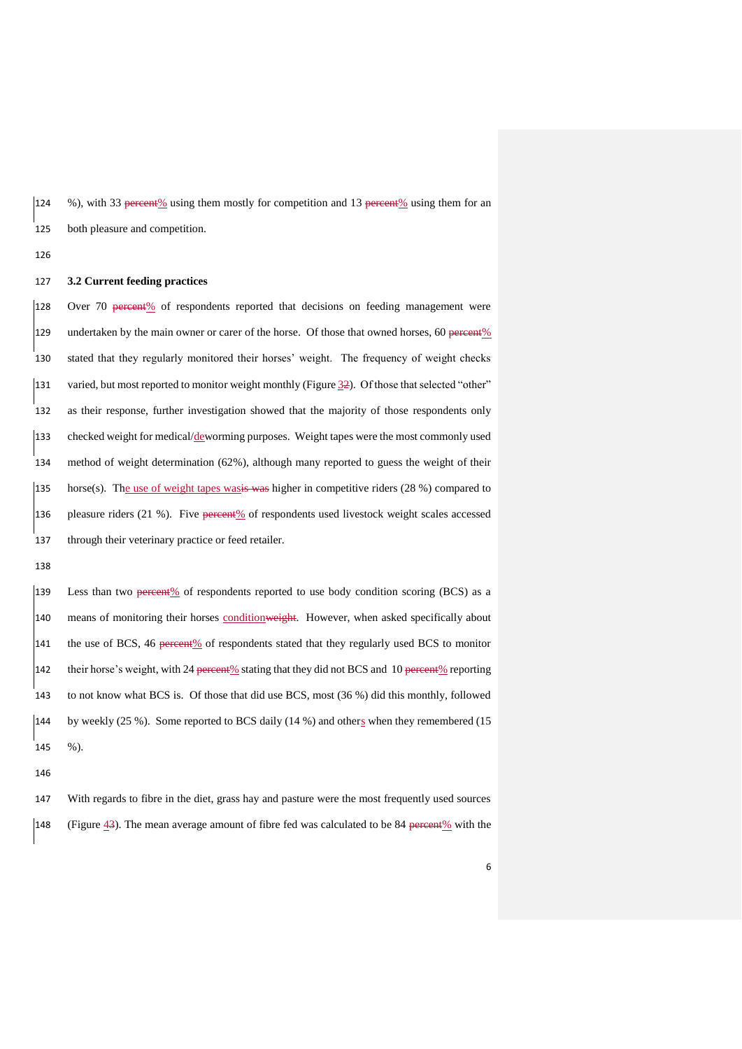%), with 33 % using them mostly for competition and 13 % using them for an both pleasure and competition.

### 3.2 Current feeding practices

Over 70 % of respondents reported that decisions on feeding management were undertaken by the main owner or carer of the horse. Of those that owned horses, 60 % stated that they regularly monitored their horses' weight. The frequency of weight checks varied, but most reported to monitor weight monthly (Figure 3). Of those that selected "other" as their response, further investigation showed that the majority of those respondents only checked weight for medical/deworming purposes. Weight tapes were the most commonly used method of weight determination (62%), although many reported to guess the weight of their horse(s). The use of weight tapes was higher in competitive riders (28 %) compared to pleasure riders (21 %). Five % of respondents used livestock weight scales accessed through their veterinary practice or feed retailer.

Less than two % of respondents reported to use body condition scoring (BCS) as a means of monitoring their horses condition. However, when asked specifically about the use of BCS, 46 % of respondents stated that they regularly used BCS to monitor their horse's weight, with 24 % stating that they did not BCS and 10 % reporting to not know what BCS is. Of those that did use BCS, most (36 %) did this monthly, followed by weekly (25 %). Some reported to BCS daily (14 %) and others when they remembered (15 %).

With regards to fibre in the diet, grass hay and pasture were the most frequently used sources (Figure 4). The mean average amount of fibre fed was calculated to be 84 % with the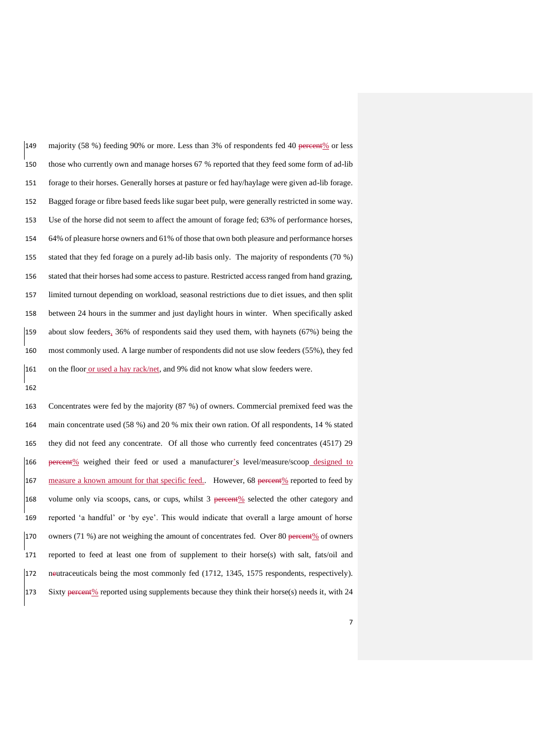majority (58 %) feeding 90% or more. Less than 3% of respondents fed 40 % or less those who currently own and manage horses 67 % reported that they feed some form of ad-lib forage to their horses. Generally horses at pasture or fed hay/haylage were given ad-lib forage. Bagged forage or fibre based feeds like sugar beet pulp, were generally restricted in some way. Use of the horse did not seem to affect the amount of forage fed; 63% of performance horses, 64% of pleasure horse owners and 61% of those that own both pleasure and performance horses stated that they fed forage on a purely ad-lib basis only. The majority of respondents (70 %) stated that their horses had some access to pasture. Restricted access ranged from hand grazing, limited turnout depending on workload, seasonal restrictions due to diet issues, and then split between 24 hours in the summer and just daylight hours in winter. When specifically asked about slow feeders, 36% of respondents said they used them, with haynets (67%) being the most commonly used. A large number of respondents did not use slow feeders (55%), they fed on the floor or used a hay rack/net, and 9% did not know what slow feeders were.

Concentrates were fed by the majority (87 %) of owners. Commercial premixed feed was the main concentrate used (58 %) and 20 % mix their own ration. Of all respondents, 14 % stated they did not feed any concentrate. Of all those who currently feed concentrates (4517) 29 % weighed their feed or used a manufacturer's level/measure/scoop designed to measure a known amount for that specific feed. However, 68 % reported to feed by volume only via scoops, cans, or cups, whilst 3 % selected the other category and reported 'a handful' or 'by eye'. This would indicate that overall a large amount of horse owners (71 %) are not weighing the amount of concentrates fed. Over 80 % of owners reported to feed at least one from of supplement to their horse(s) with salt, fats/oil and nutraceuticals being the most commonly fed (1712, 1345, 1575 respondents, respectively). Sixty % reported using supplements because they think their horse(s) needs it, with 24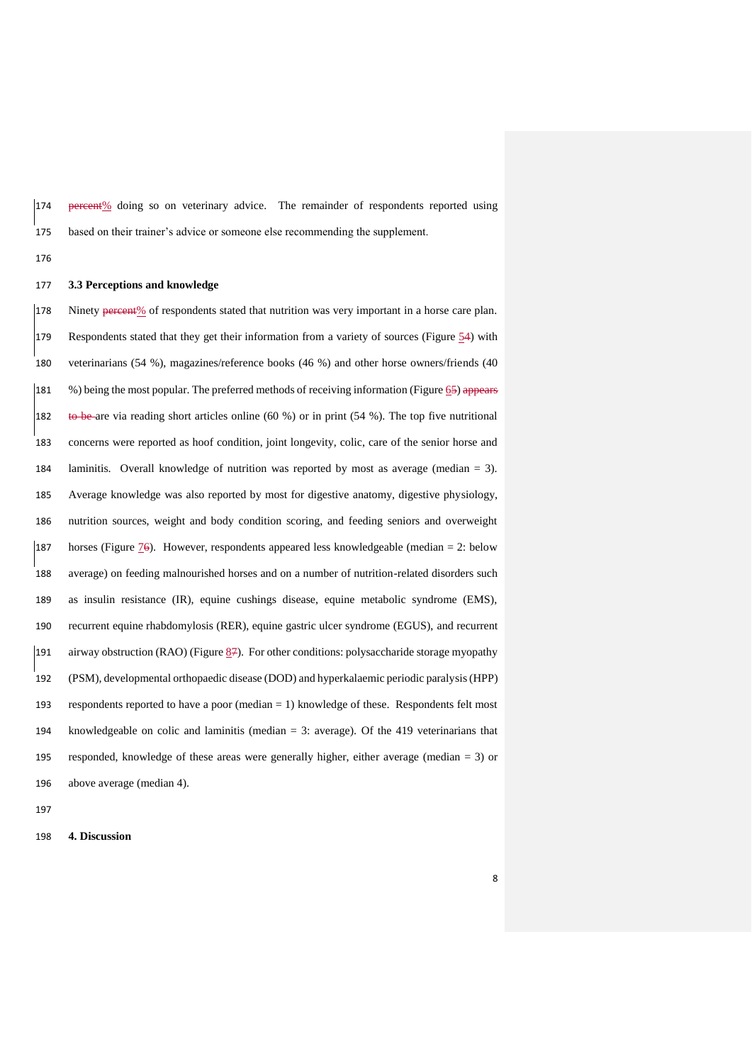% doing so on veterinary advice. The remainder of respondents reported using based on their trainer's advice or someone else recommending the supplement.

### 3.3 Perceptions and knowledge

Ninety % of respondents stated that nutrition was very important in a horse care plan. Respondents stated that they get their information from a variety of sources (Figure 5) with veterinarians (54 %), magazines/reference books (46 %) and other horse owners/friends (40 %) being the most popular. The preferred methods of receiving information (Figure 6) are via reading short articles online (60 %) or in print (54 %). The top five nutritional concerns were reported as hoof condition, joint longevity, colic, care of the senior horse and laminitis. Overall knowledge of nutrition was reported by most as average (median = 3). Average knowledge was also reported by most for digestive anatomy, digestive physiology, nutrition sources, weight and body condition scoring, and feeding seniors and overweight horses (Figure 7). However, respondents appeared less knowledgeable (median = 2: below average) on feeding malnourished horses and on a number of nutrition-related disorders such as insulin resistance (IR), equine cushings disease, equine metabolic syndrome (EMS), recurrent equine rhabdomylosis (RER), equine gastric ulcer syndrome (EGUS), and recurrent airway obstruction (RAO) (Figure 8). For other conditions: polysaccharide storage myopathy (PSM), developmental orthopaedic disease (DOD) and hyperkalaemic periodic paralysis (HPP) respondents reported to have a poor (median = 1) knowledge of these. Respondents felt most knowledgeable on colic and laminitis (median = 3: average). Of the 419 veterinarians that responded, knowledge of these areas were generally higher, either average (median = 3) or above average (median 4).

## 4. Discussion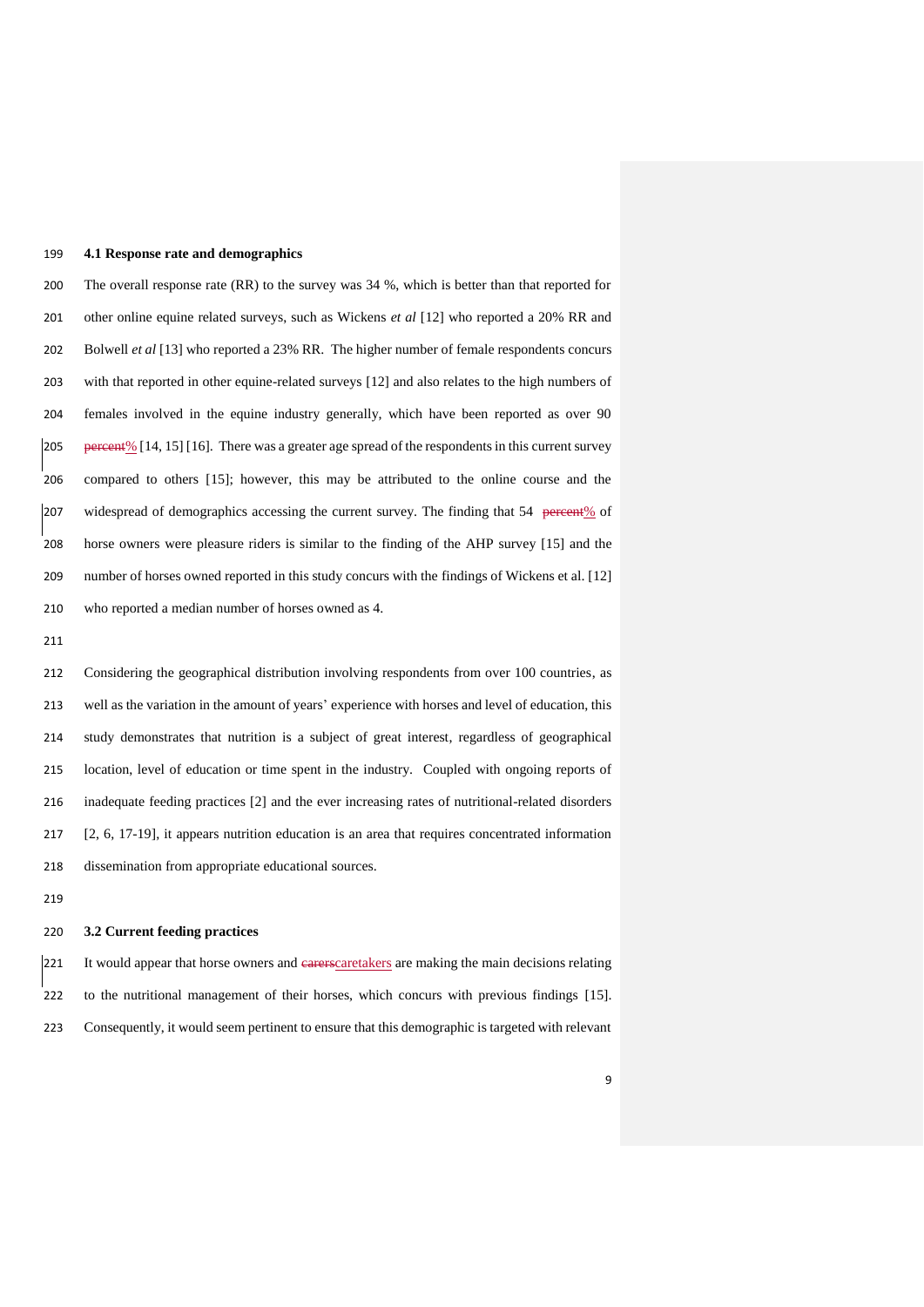### 4.1 Response rate and demographics

The overall response rate (RR) to the survey was 34 %, which is better than that reported for other online equine related surveys, such as Wickens *et al* [12] who reported a 20% RR and Bolwell *et al* [13] who reported a 23% RR. The higher number of female respondents concurs with that reported in other equine-related surveys [12] and also relates to the high numbers of females involved in the equine industry generally, which have been reported as over 90% [14, 15] [16]. There was a greater age spread of the respondents in this current survey compared to others [15]; however, this may be attributed to the online course and the widespread of demographics accessing the current survey. The finding that 54 % of horse owners were pleasure riders is similar to the finding of the AHP survey [15] and the number of horses owned reported in this study concurs with the findings of Wickens et al. [12] who reported a median number of horses owned as 4.

Considering the geographical distribution involving respondents from over 100 countries, as well as the variation in the amount of years' experience with horses and level of education, this study demonstrates that nutrition is a subject of great interest, regardless of geographical location, level of education or time spent in the industry. Coupled with ongoing reports of inadequate feeding practices [2] and the ever increasing rates of nutritional-related disorders [2, 6, 17-19], it appears nutrition education is an area that requires concentrated information dissemination from appropriate educational sources.

### 3.2 Current feeding practices

It would appear that horse owners and caretakers are making the main decisions relating to the nutritional management of their horses, which concurs with previous findings [15]. Consequently, it would seem pertinent to ensure that this demographic is targeted with relevant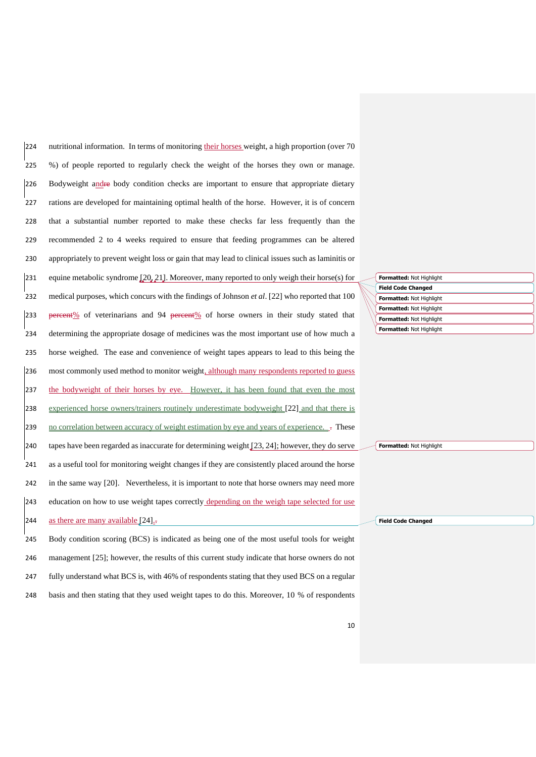nutritional information. In terms of monitoring their horses weight, a high proportion (over 70 %) of people reported to regularly check the weight of the horses they own or manage. Bodyweight and body condition checks are important to ensure that appropriate dietary rations are developed for maintaining optimal health of the horse. However, it is of concern that a substantial number reported to make these checks far less frequently than the recommended 2 to 4 weeks required to ensure that feeding programmes can be altered appropriately to prevent weight loss or gain that may lead to clinical issues such as laminitis or equine metabolic syndrome [20, 21]. Moreover, many reported to only weigh their horse(s) for medical purposes, which concurs with the findings of Johnson *et al*. [22] who reported that 100 % of veterinarians and 94 % of horse owners in their study stated that determining the appropriate dosage of medicines was the most important use of how much a horse weighed. The ease and convenience of weight tapes appears to lead to this being the most commonly used method to monitor weight, although many respondents reported to guess the bodyweight of their horses by eye. However, it has been found that even the most experienced horse owners/trainers routinely underestimate bodyweight [22] and that there is no correlation between accuracy of weight estimation by eye and years of experience. These tapes have been regarded as inaccurate for determining weight [23, 24]; however, they do serve as a useful tool for monitoring weight changes if they are consistently placed around the horse in the same way [20]. Nevertheless, it is important to note that horse owners may need more education on how to use weight tapes correctly depending on the weigh tape selected for use as there are many available [24].

Body condition scoring (BCS) is indicated as being one of the most useful tools for weight management [25]; however, the results of this current study indicate that horse owners do not fully understand what BCS is, with 46% of respondents stating that they used BCS on a regular basis and then stating that they used weight tapes to do this. Moreover, 10 % of respondents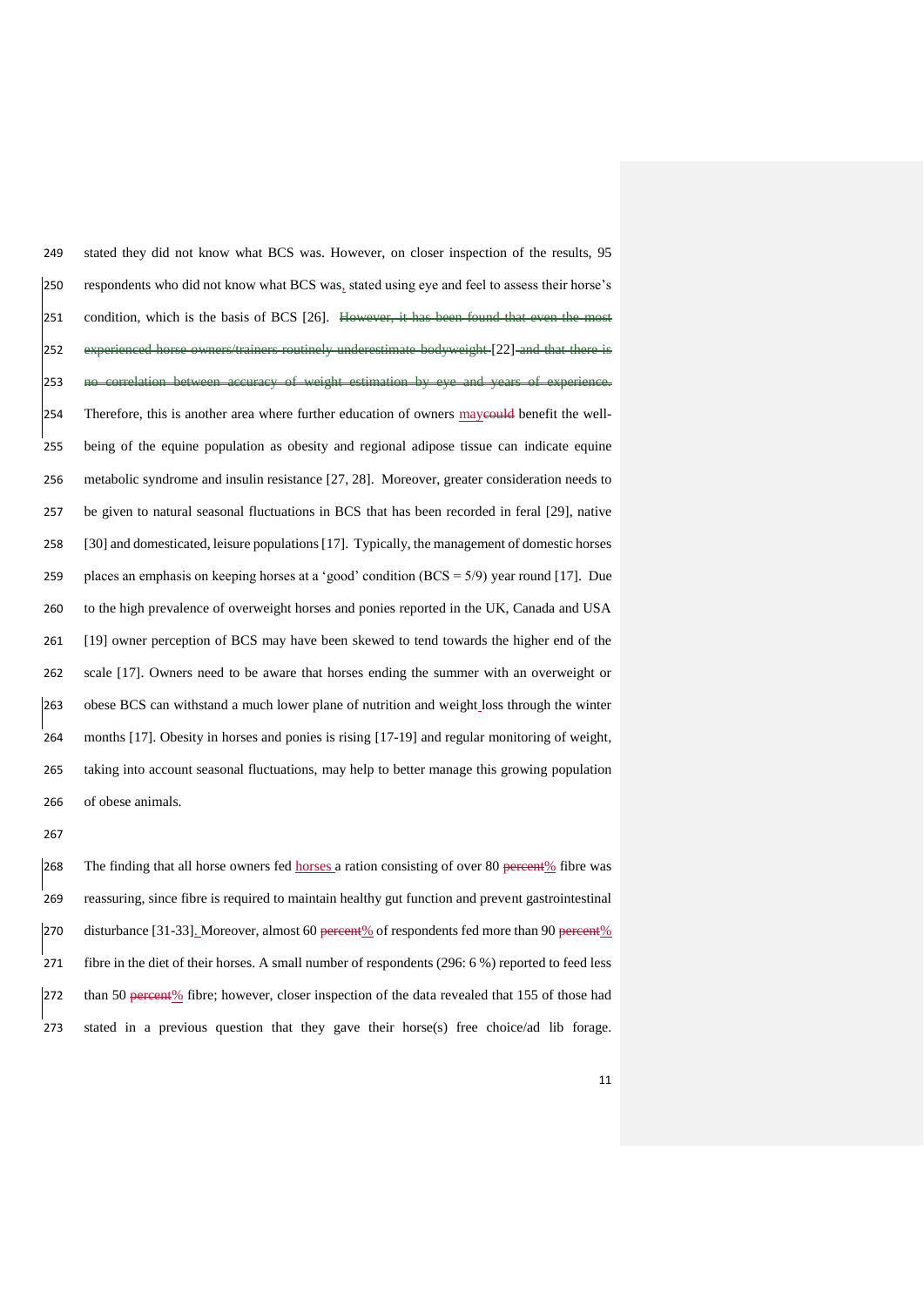stated they did not know what BCS was. However, on closer inspection of the results, 95 respondents who did not know what BCS was, stated using eye and feel to assess their horse's condition, which is the basis of BCS [26]. ~~However, it has been found that even the most experienced horse owners/trainers routinely underestimate bodyweight~~ [22] ~~and that there is no correlation between accuracy of weight estimation by eye and years of experience.~~ Therefore, this is another area where further education of owners may~~could~~ benefit the well-being of the equine population as obesity and regional adipose tissue can indicate equine metabolic syndrome and insulin resistance [27, 28]. Moreover, greater consideration needs to be given to natural seasonal fluctuations in BCS that has been recorded in feral [29], native [30] and domesticated, leisure populations [17]. Typically, the management of domestic horses places an emphasis on keeping horses at a 'good' condition (BCS = 5/9) year round [17]. Due to the high prevalence of overweight horses and ponies reported in the UK, Canada and USA [19] owner perception of BCS may have been skewed to tend towards the higher end of the scale [17]. Owners need to be aware that horses ending the summer with an overweight or obese BCS can withstand a much lower plane of nutrition and weight loss through the winter months [17]. Obesity in horses and ponies is rising [17-19] and regular monitoring of weight, taking into account seasonal fluctuations, may help to better manage this growing population of obese animals.

The finding that all horse owners fed horses a ration consisting of over 80 ~~percent~~% fibre was reassuring, since fibre is required to maintain healthy gut function and prevent gastrointestinal disturbance [31-33]. Moreover, almost 60 ~~percent~~% of respondents fed more than 90 ~~percent~~% fibre in the diet of their horses. A small number of respondents (296: 6 %) reported to feed less than 50 ~~percent~~% fibre; however, closer inspection of the data revealed that 155 of those had stated in a previous question that they gave their horse(s) free choice/ad lib forage.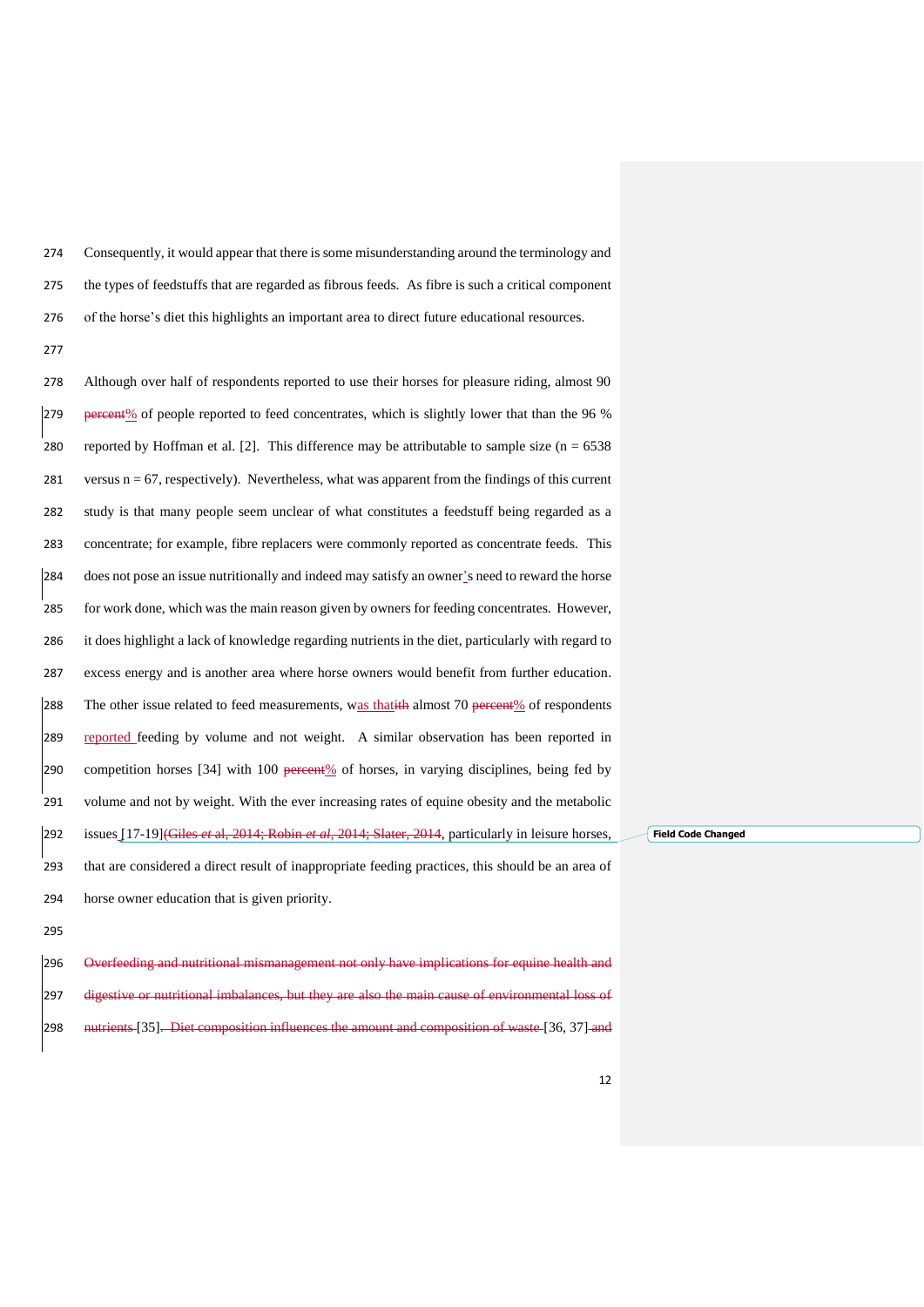Consequently, it would appear that there is some misunderstanding around the terminology and the types of feedstuffs that are regarded as fibrous feeds. As fibre is such a critical component of the horse's diet this highlights an important area to direct future educational resources.

Although over half of respondents reported to use their horses for pleasure riding, almost 90 ~~percent~~% of people reported to feed concentrates, which is slightly lower that than the 96 % reported by Hoffman et al. [2]. This difference may be attributable to sample size (n = 6538 versus n = 67, respectively). Nevertheless, what was apparent from the findings of this current study is that many people seem unclear of what constitutes a feedstuff being regarded as a concentrate; for example, fibre replacers were commonly reported as concentrate feeds. This does not pose an issue nutritionally and indeed may satisfy an owner's need to reward the horse for work done, which was the main reason given by owners for feeding concentrates. However, it does highlight a lack of knowledge regarding nutrients in the diet, particularly with regard to excess energy and is another area where horse owners would benefit from further education. The other issue related to feed measurements, was that~~ith~~ almost 70 ~~percent~~% of respondents reported feeding by volume and not weight. A similar observation has been reported in competition horses [34] with 100 ~~percent~~% of horses, in varying disciplines, being fed by volume and not by weight. With the ever increasing rates of equine obesity and the metabolic issues [17-19]~~(Giles *et* al, 2014; Robin *et al*, 2014; Slater, 2014~~, particularly in leisure horses, that are considered a direct result of inappropriate feeding practices, this should be an area of horse owner education that is given priority.

~~Overfeeding and nutritional mismanagement not only have implications for equine health and digestive or nutritional imbalances, but they are also the main cause of environmental loss of nutrients~~ [35]~~. Diet composition influences the amount and composition of waste~~ [36, 37] ~~and~~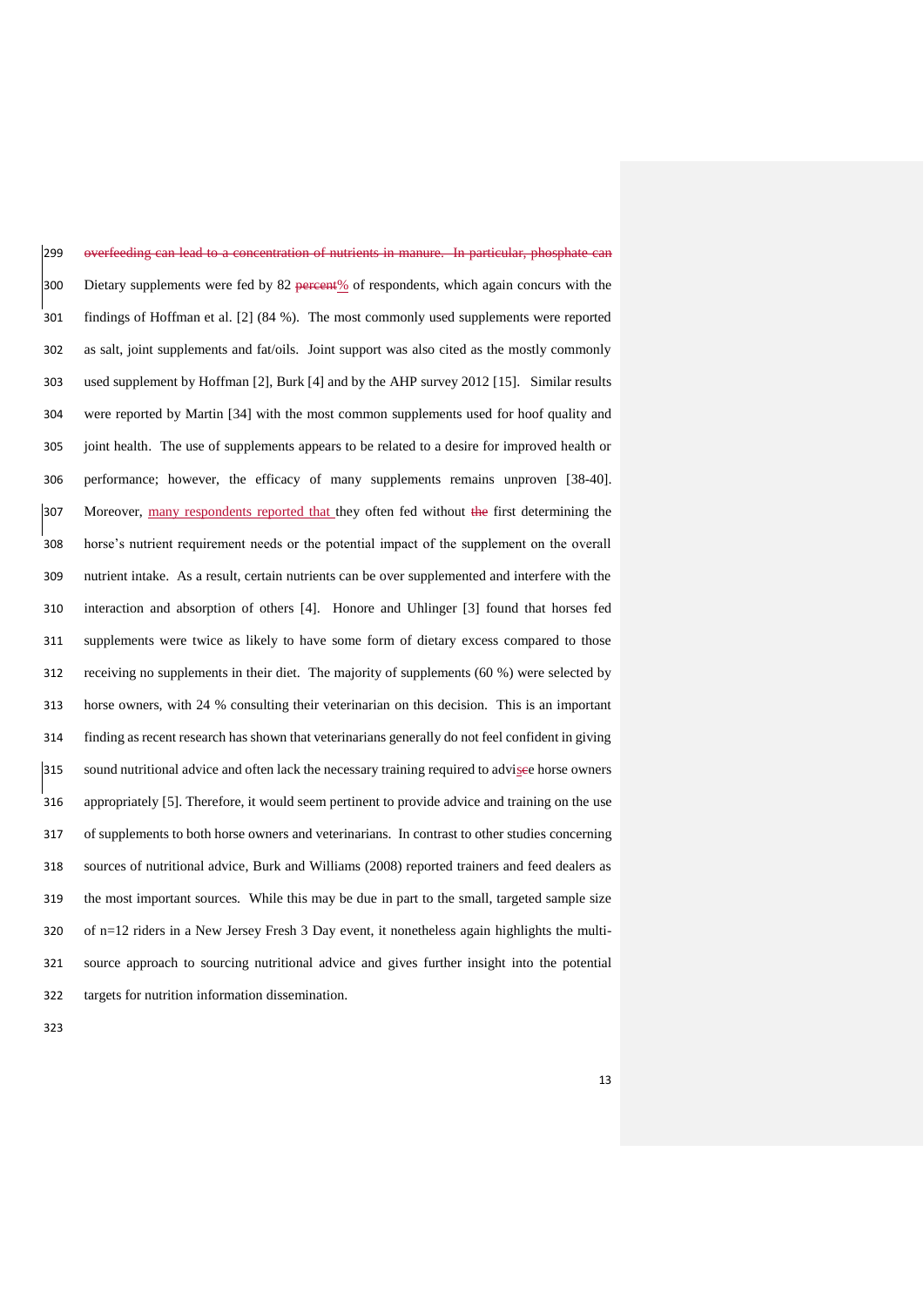overfeeding can lead to a concentration of nutrients in manure. In particular, phosphate can

Dietary supplements were fed by 82 percent% of respondents, which again concurs with the findings of Hoffman et al. [2] (84 %). The most commonly used supplements were reported as salt, joint supplements and fat/oils. Joint support was also cited as the mostly commonly used supplement by Hoffman [2], Burk [4] and by the AHP survey 2012 [15]. Similar results were reported by Martin [34] with the most common supplements used for hoof quality and joint health. The use of supplements appears to be related to a desire for improved health or performance; however, the efficacy of many supplements remains unproven [38-40]. Moreover, many respondents reported that they often fed without the first determining the horse's nutrient requirement needs or the potential impact of the supplement on the overall nutrient intake. As a result, certain nutrients can be over supplemented and interfere with the interaction and absorption of others [4]. Honore and Uhlinger [3] found that horses fed supplements were twice as likely to have some form of dietary excess compared to those receiving no supplements in their diet. The majority of supplements (60 %) were selected by horse owners, with 24 % consulting their veterinarian on this decision. This is an important finding as recent research has shown that veterinarians generally do not feel confident in giving sound nutritional advice and often lack the necessary training required to advisee horse owners appropriately [5]. Therefore, it would seem pertinent to provide advice and training on the use of supplements to both horse owners and veterinarians. In contrast to other studies concerning sources of nutritional advice, Burk and Williams (2008) reported trainers and feed dealers as the most important sources. While this may be due in part to the small, targeted sample size of n=12 riders in a New Jersey Fresh 3 Day event, it nonetheless again highlights the multi-source approach to sourcing nutritional advice and gives further insight into the potential targets for nutrition information dissemination.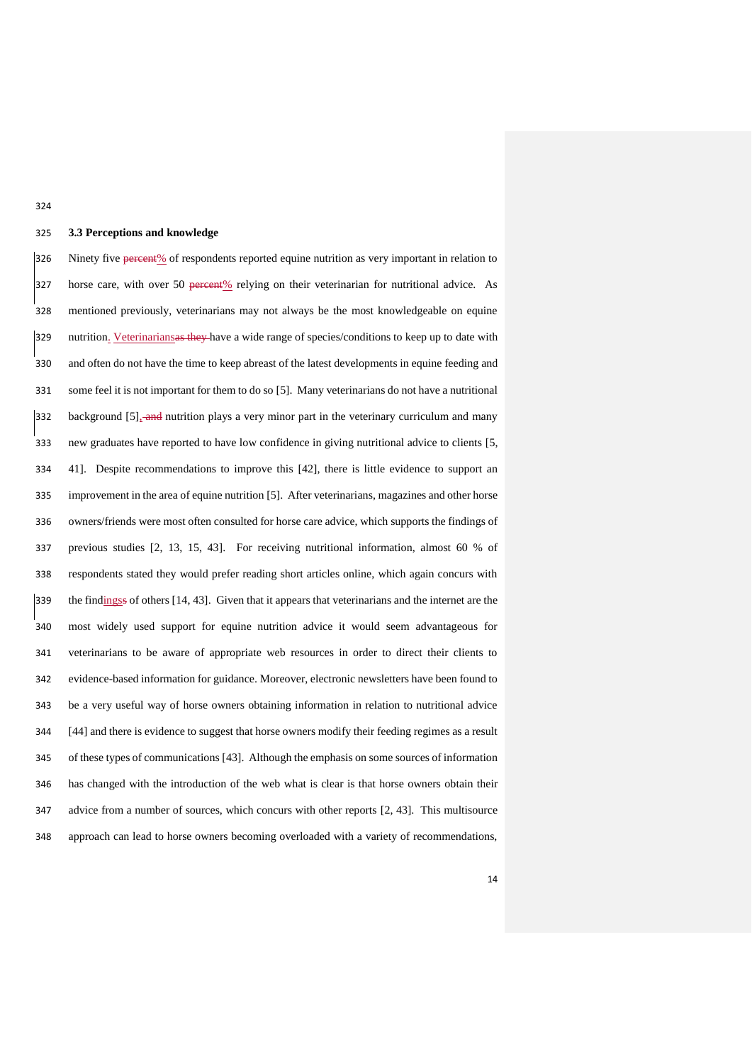### 3.3 Perceptions and knowledge

Ninety five % of respondents reported equine nutrition as very important in relation to horse care, with over 50 % relying on their veterinarian for nutritional advice. As mentioned previously, veterinarians may not always be the most knowledgeable on equine nutrition. Veterinarians have a wide range of species/conditions to keep up to date with and often do not have the time to keep abreast of the latest developments in equine feeding and some feel it is not important for them to do so [5]. Many veterinarians do not have a nutritional background [5], nutrition plays a very minor part in the veterinary curriculum and many new graduates have reported to have low confidence in giving nutritional advice to clients [5, 41]. Despite recommendations to improve this [42], there is little evidence to support an improvement in the area of equine nutrition [5]. After veterinarians, magazines and other horse owners/friends were most often consulted for horse care advice, which supports the findings of previous studies [2, 13, 15, 43]. For receiving nutritional information, almost 60 % of respondents stated they would prefer reading short articles online, which again concurs with the findings of others [14, 43]. Given that it appears that veterinarians and the internet are the most widely used support for equine nutrition advice it would seem advantageous for veterinarians to be aware of appropriate web resources in order to direct their clients to evidence-based information for guidance. Moreover, electronic newsletters have been found to be a very useful way of horse owners obtaining information in relation to nutritional advice [44] and there is evidence to suggest that horse owners modify their feeding regimes as a result of these types of communications [43]. Although the emphasis on some sources of information has changed with the introduction of the web what is clear is that horse owners obtain their advice from a number of sources, which concurs with other reports [2, 43]. This multisource approach can lead to horse owners becoming overloaded with a variety of recommendations,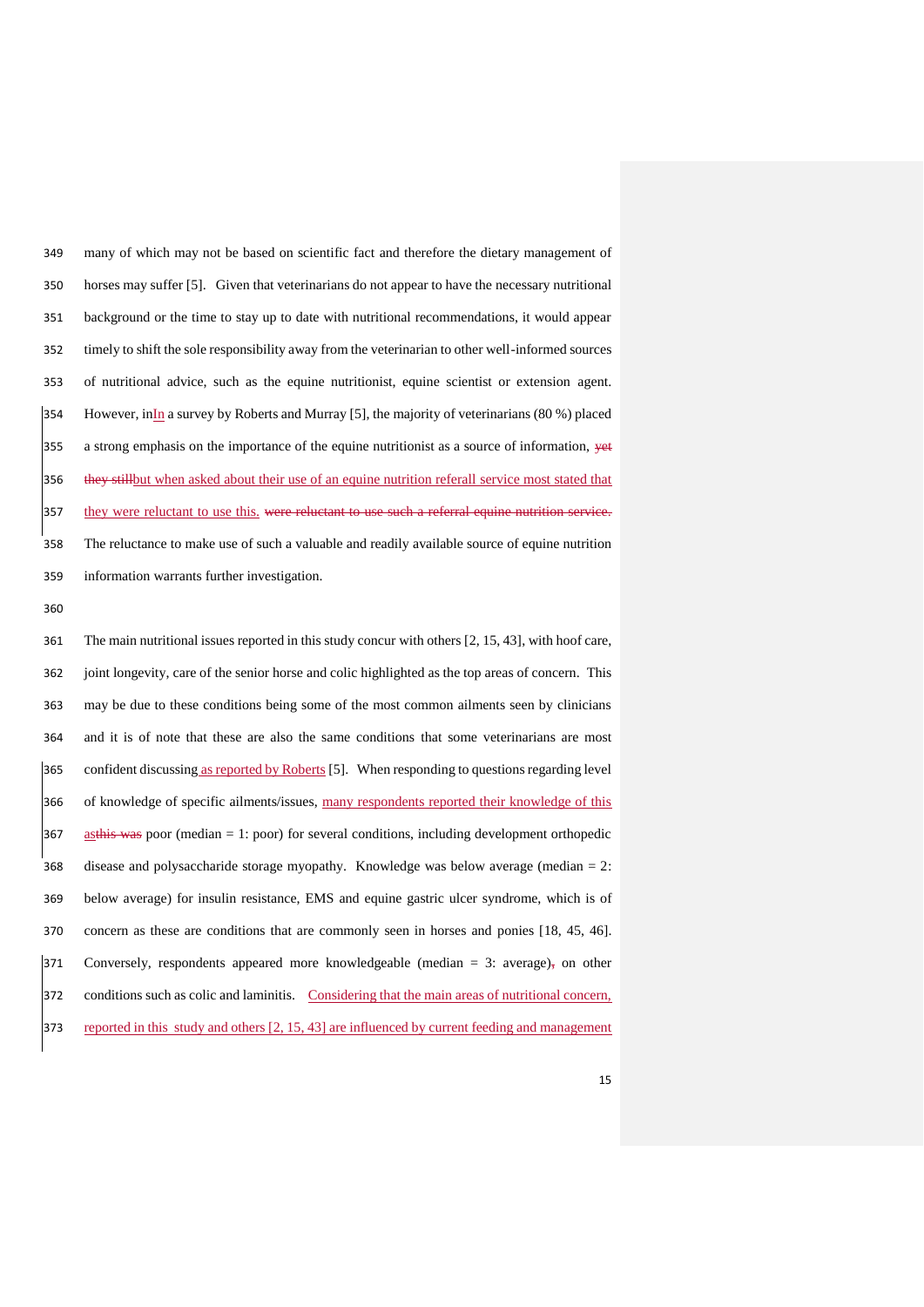many of which may not be based on scientific fact and therefore the dietary management of horses may suffer [5]. Given that veterinarians do not appear to have the necessary nutritional background or the time to stay up to date with nutritional recommendations, it would appear timely to shift the sole responsibility away from the veterinarian to other well-informed sources of nutritional advice, such as the equine nutritionist, equine scientist or extension agent. However, inIn a survey by Roberts and Murray [5], the majority of veterinarians (80 %) placed a strong emphasis on the importance of the equine nutritionist as a source of information, yet they stillbut when asked about their use of an equine nutrition referall service most stated that they were reluctant to use this. were reluctant to use such a referral equine nutrition service. The reluctance to make use of such a valuable and readily available source of equine nutrition information warrants further investigation.

The main nutritional issues reported in this study concur with others [2, 15, 43], with hoof care, joint longevity, care of the senior horse and colic highlighted as the top areas of concern. This may be due to these conditions being some of the most common ailments seen by clinicians and it is of note that these are also the same conditions that some veterinarians are most confident discussing as reported by Roberts [5]. When responding to questions regarding level of knowledge of specific ailments/issues, many respondents reported their knowledge of this asthis was poor (median = 1: poor) for several conditions, including development orthopedic disease and polysaccharide storage myopathy. Knowledge was below average (median = 2: below average) for insulin resistance, EMS and equine gastric ulcer syndrome, which is of concern as these are conditions that are commonly seen in horses and ponies [18, 45, 46]. Conversely, respondents appeared more knowledgeable (median = 3: average), on other conditions such as colic and laminitis. Considering that the main areas of nutritional concern, reported in this study and others [2, 15, 43] are influenced by current feeding and management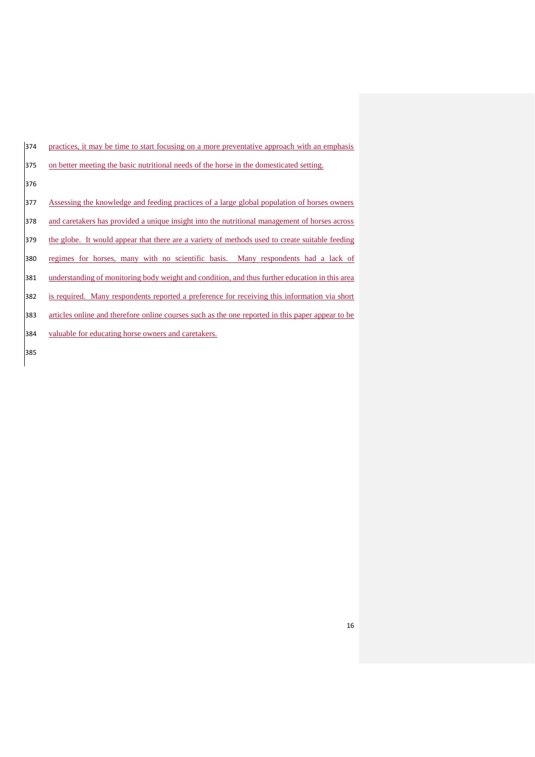practices, it may be time to start focusing on a more preventative approach with an emphasis on better meeting the basic nutritional needs of the horse in the domesticated setting.

Assessing the knowledge and feeding practices of a large global population of horses owners and caretakers has provided a unique insight into the nutritional management of horses across the globe. It would appear that there are a variety of methods used to create suitable feeding regimes for horses, many with no scientific basis. Many respondents had a lack of understanding of monitoring body weight and condition, and thus further education in this area is required. Many respondents reported a preference for receiving this information via short articles online and therefore online courses such as the one reported in this paper appear to be valuable for educating horse owners and caretakers.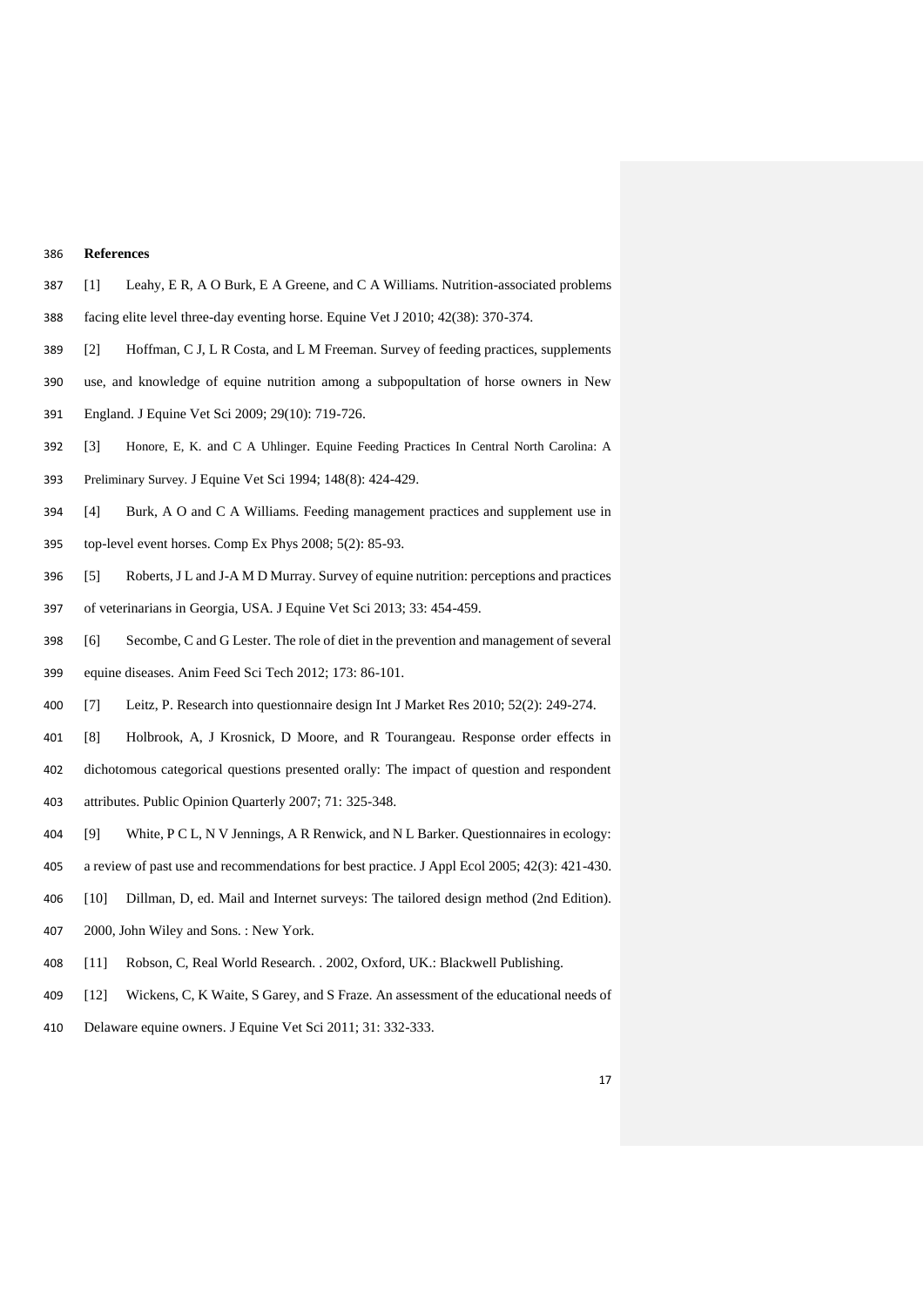**References**

[1] Leahy, E R, A O Burk, E A Greene, and C A Williams. Nutrition-associated problems facing elite level three-day eventing horse. Equine Vet J 2010; 42(38): 370-374.

[2] Hoffman, C J, L R Costa, and L M Freeman. Survey of feeding practices, supplements use, and knowledge of equine nutrition among a subpopultation of horse owners in New England. J Equine Vet Sci 2009; 29(10): 719-726.

[3] Honore, E, K. and C A Uhlinger. Equine Feeding Practices In Central North Carolina: A Preliminary Survey. J Equine Vet Sci 1994; 148(8): 424-429.

[4] Burk, A O and C A Williams. Feeding management practices and supplement use in top-level event horses. Comp Ex Phys 2008; 5(2): 85-93.

[5] Roberts, J L and J-A M D Murray. Survey of equine nutrition: perceptions and practices of veterinarians in Georgia, USA. J Equine Vet Sci 2013; 33: 454-459.

[6] Secombe, C and G Lester. The role of diet in the prevention and management of several equine diseases. Anim Feed Sci Tech 2012; 173: 86-101.

[7] Leitz, P. Research into questionnaire design Int J Market Res 2010; 52(2): 249-274.

[8] Holbrook, A, J Krosnick, D Moore, and R Tourangeau. Response order effects in dichotomous categorical questions presented orally: The impact of question and respondent attributes. Public Opinion Quarterly 2007; 71: 325-348.

[9] White, P C L, N V Jennings, A R Renwick, and N L Barker. Questionnaires in ecology: a review of past use and recommendations for best practice. J Appl Ecol 2005; 42(3): 421-430.

[10] Dillman, D, ed. Mail and Internet surveys: The tailored design method (2nd Edition). 2000, John Wiley and Sons. : New York.

[11] Robson, C, Real World Research. . 2002, Oxford, UK.: Blackwell Publishing.

[12] Wickens, C, K Waite, S Garey, and S Fraze. An assessment of the educational needs of Delaware equine owners. J Equine Vet Sci 2011; 31: 332-333.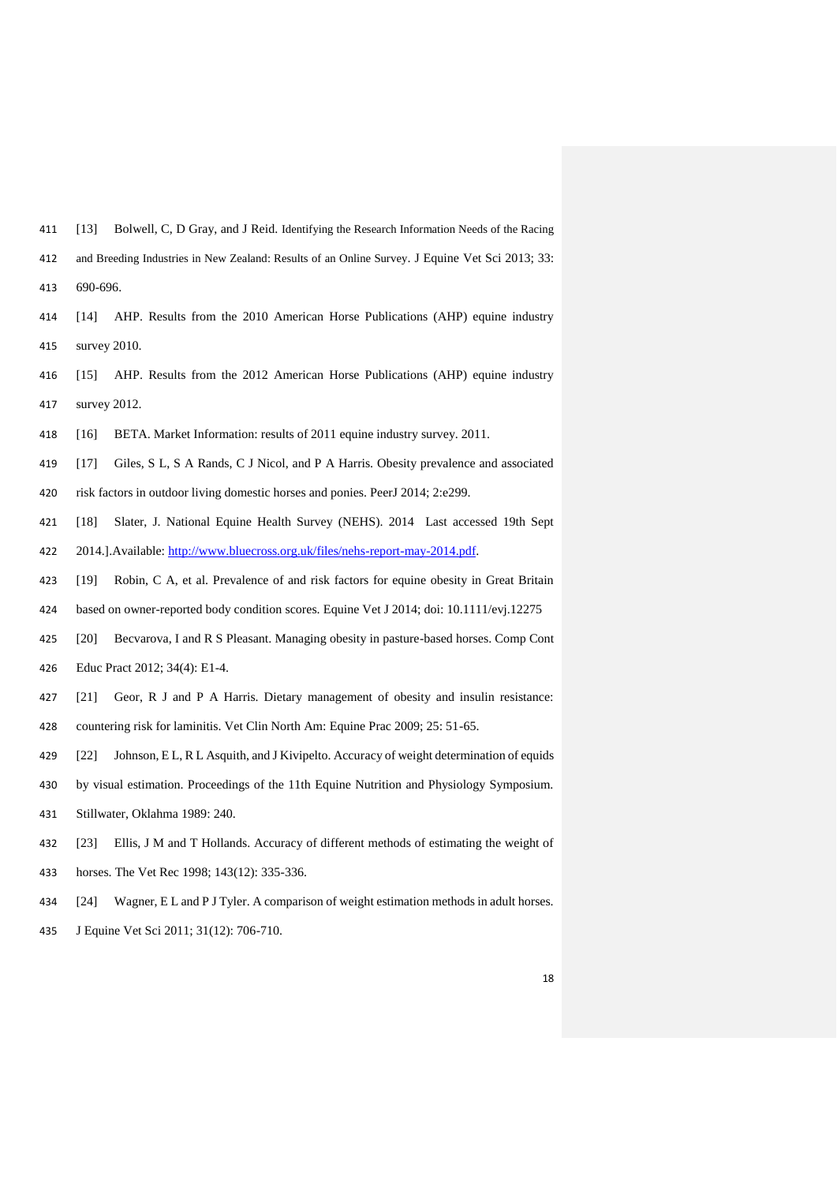[13] Bolwell, C, D Gray, and J Reid. Identifying the Research Information Needs of the Racing and Breeding Industries in New Zealand: Results of an Online Survey. J Equine Vet Sci 2013; 33: 690-696.

[14] AHP. Results from the 2010 American Horse Publications (AHP) equine industry survey 2010.

[15] AHP. Results from the 2012 American Horse Publications (AHP) equine industry survey 2012.

[16] BETA. Market Information: results of 2011 equine industry survey. 2011.

[17] Giles, S L, S A Rands, C J Nicol, and P A Harris. Obesity prevalence and associated risk factors in outdoor living domestic horses and ponies. PeerJ 2014; 2:e299.

[18] Slater, J. National Equine Health Survey (NEHS). 2014 Last accessed 19th Sept 2014.].Available: http://www.bluecross.org.uk/files/nehs-report-may-2014.pdf.

[19] Robin, C A, et al. Prevalence of and risk factors for equine obesity in Great Britain based on owner-reported body condition scores. Equine Vet J 2014; doi: 10.1111/evj.12275

[20] Becvarova, I and R S Pleasant. Managing obesity in pasture-based horses. Comp Cont Educ Pract 2012; 34(4): E1-4.

[21] Geor, R J and P A Harris. Dietary management of obesity and insulin resistance: countering risk for laminitis. Vet Clin North Am: Equine Prac 2009; 25: 51-65.

[22] Johnson, E L, R L Asquith, and J Kivipelto. Accuracy of weight determination of equids by visual estimation. Proceedings of the 11th Equine Nutrition and Physiology Symposium. Stillwater, Oklahma 1989: 240.

[23] Ellis, J M and T Hollands. Accuracy of different methods of estimating the weight of horses. The Vet Rec 1998; 143(12): 335-336.

[24] Wagner, E L and P J Tyler. A comparison of weight estimation methods in adult horses. J Equine Vet Sci 2011; 31(12): 706-710.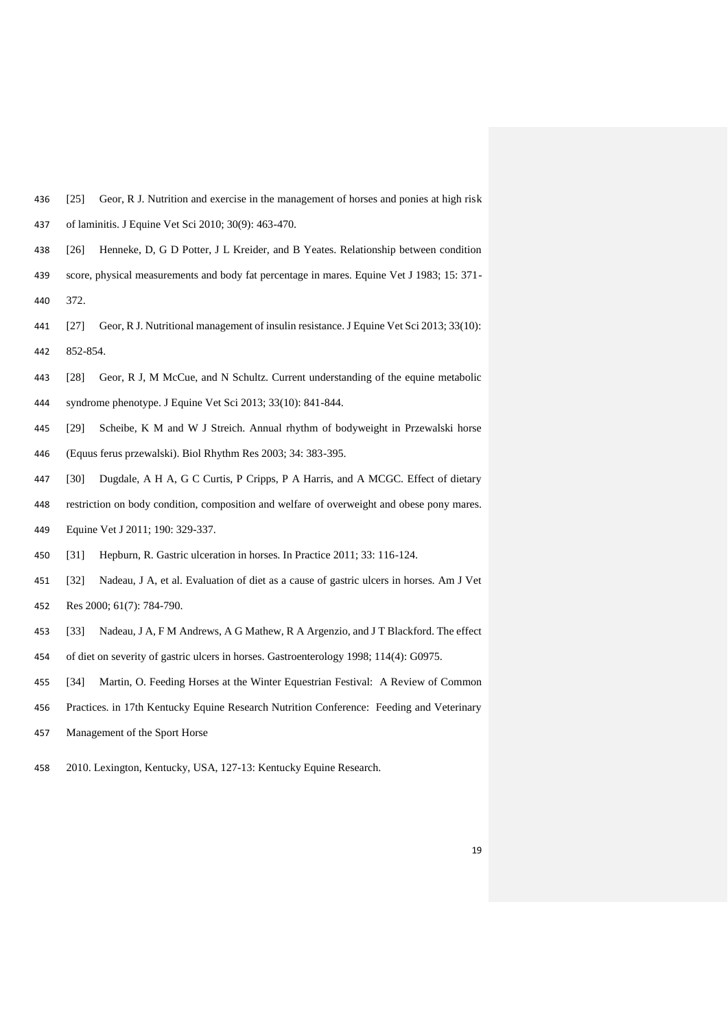[25] Geor, R J. Nutrition and exercise in the management of horses and ponies at high risk of laminitis. J Equine Vet Sci 2010; 30(9): 463-470.

[26] Henneke, D, G D Potter, J L Kreider, and B Yeates. Relationship between condition score, physical measurements and body fat percentage in mares. Equine Vet J 1983; 15: 371-372.

[27] Geor, R J. Nutritional management of insulin resistance. J Equine Vet Sci 2013; 33(10): 852-854.

[28] Geor, R J, M McCue, and N Schultz. Current understanding of the equine metabolic syndrome phenotype. J Equine Vet Sci 2013; 33(10): 841-844.

[29] Scheibe, K M and W J Streich. Annual rhythm of bodyweight in Przewalski horse (Equus ferus przewalski). Biol Rhythm Res 2003; 34: 383-395.

[30] Dugdale, A H A, G C Curtis, P Cripps, P A Harris, and A MCGC. Effect of dietary restriction on body condition, composition and welfare of overweight and obese pony mares. Equine Vet J 2011; 190: 329-337.

[31] Hepburn, R. Gastric ulceration in horses. In Practice 2011; 33: 116-124.

[32] Nadeau, J A, et al. Evaluation of diet as a cause of gastric ulcers in horses. Am J Vet Res 2000; 61(7): 784-790.

[33] Nadeau, J A, F M Andrews, A G Mathew, R A Argenzio, and J T Blackford. The effect of diet on severity of gastric ulcers in horses. Gastroenterology 1998; 114(4): G0975.

[34] Martin, O. Feeding Horses at the Winter Equestrian Festival: A Review of Common Practices. in 17th Kentucky Equine Research Nutrition Conference: Feeding and Veterinary Management of the Sport Horse

2010. Lexington, Kentucky, USA, 127-13: Kentucky Equine Research.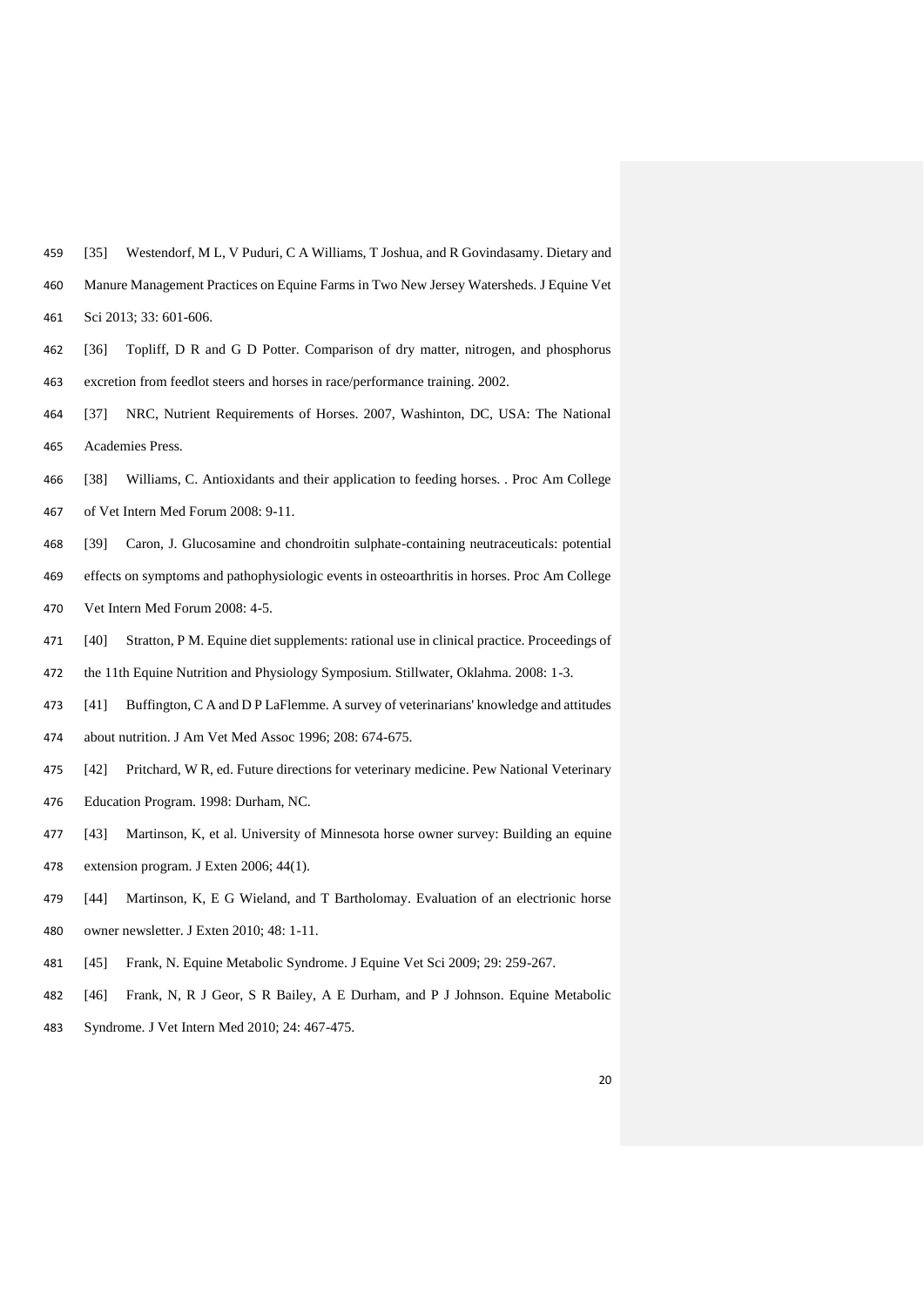[35] Westendorf, M L, V Puduri, C A Williams, T Joshua, and R Govindasamy. Dietary and Manure Management Practices on Equine Farms in Two New Jersey Watersheds. J Equine Vet Sci 2013; 33: 601-606.

[36] Topliff, D R and G D Potter. Comparison of dry matter, nitrogen, and phosphorus excretion from feedlot steers and horses in race/performance training. 2002.

[37] NRC, Nutrient Requirements of Horses. 2007, Washinton, DC, USA: The National Academies Press.

[38] Williams, C. Antioxidants and their application to feeding horses. . Proc Am College of Vet Intern Med Forum 2008: 9-11.

[39] Caron, J. Glucosamine and chondroitin sulphate-containing neutraceuticals: potential effects on symptoms and pathophysiologic events in osteoarthritis in horses. Proc Am College Vet Intern Med Forum 2008: 4-5.

[40] Stratton, P M. Equine diet supplements: rational use in clinical practice. Proceedings of the 11th Equine Nutrition and Physiology Symposium. Stillwater, Oklahma. 2008: 1-3.

[41] Buffington, C A and D P LaFlemme. A survey of veterinarians' knowledge and attitudes about nutrition. J Am Vet Med Assoc 1996; 208: 674-675.

[42] Pritchard, W R, ed. Future directions for veterinary medicine. Pew National Veterinary Education Program. 1998: Durham, NC.

[43] Martinson, K, et al. University of Minnesota horse owner survey: Building an equine extension program. J Exten 2006; 44(1).

[44] Martinson, K, E G Wieland, and T Bartholomay. Evaluation of an electrionic horse owner newsletter. J Exten 2010; 48: 1-11.

[45] Frank, N. Equine Metabolic Syndrome. J Equine Vet Sci 2009; 29: 259-267.

[46] Frank, N, R J Geor, S R Bailey, A E Durham, and P J Johnson. Equine Metabolic Syndrome. J Vet Intern Med 2010; 24: 467-475.